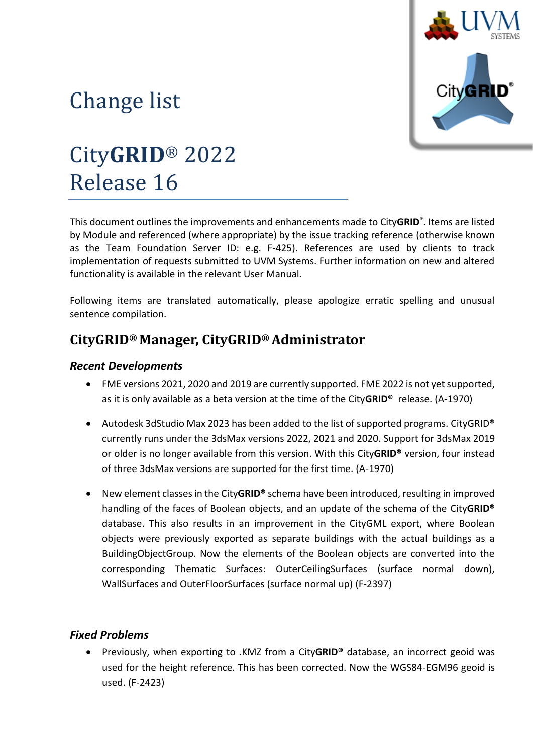# Change list

# City**GRID**® 2022 Release 16

This document outlines the improvements and enhancements made to City**GRID**®. Items are listed by Module and referenced (where appropriate) by the issue tracking reference (otherwise known as the Team Foundation Server ID: e.g. F-425). References are used by clients to track implementation of requests submitted to UVM Systems. Further information on new and altered functionality is available in the relevant User Manual.

Following items are translated automatically, please apologize erratic spelling and unusual sentence compilation.

## CityGRID® Manager, CityGRID® Administrator

### *Recent Developments*

- FME versions 2021, 2020 and 2019 are currently supported. FME 2022 is not yet supported, as it is only available as a beta version at the time of the City**GRID®** release. (A-1970)

- Autodesk 3dStudio Max 2023 has been added to the list of supported programs. CityGRID® currently runs under the 3dsMax versions 2022, 2021 and 2020. Support for 3dsMax 2019 or older is no longer available from this version. With this City**GRID®** version, four instead of three 3dsMax versions are supported for the first time. (A-1970)

- New element classes in the City**GRID®** schema have been introduced, resulting in improved handling of the faces of Boolean objects, and an update of the schema of the City**GRID®** database. This also results in an improvement in the CityGML export, where Boolean objects were previously exported as separate buildings with the actual buildings as a BuildingObjectGroup. Now the elements of the Boolean objects are converted into the corresponding Thematic Surfaces: OuterCeilingSurfaces (surface normal down), WallSurfaces and OuterFloorSurfaces (surface normal up) (F-2397)

### *Fixed Problems*

- Previously, when exporting to .KMZ from a City**GRID®** database, an incorrect geoid was used for the height reference. This has been corrected. Now the WGS84-EGM96 geoid is used. (F-2423)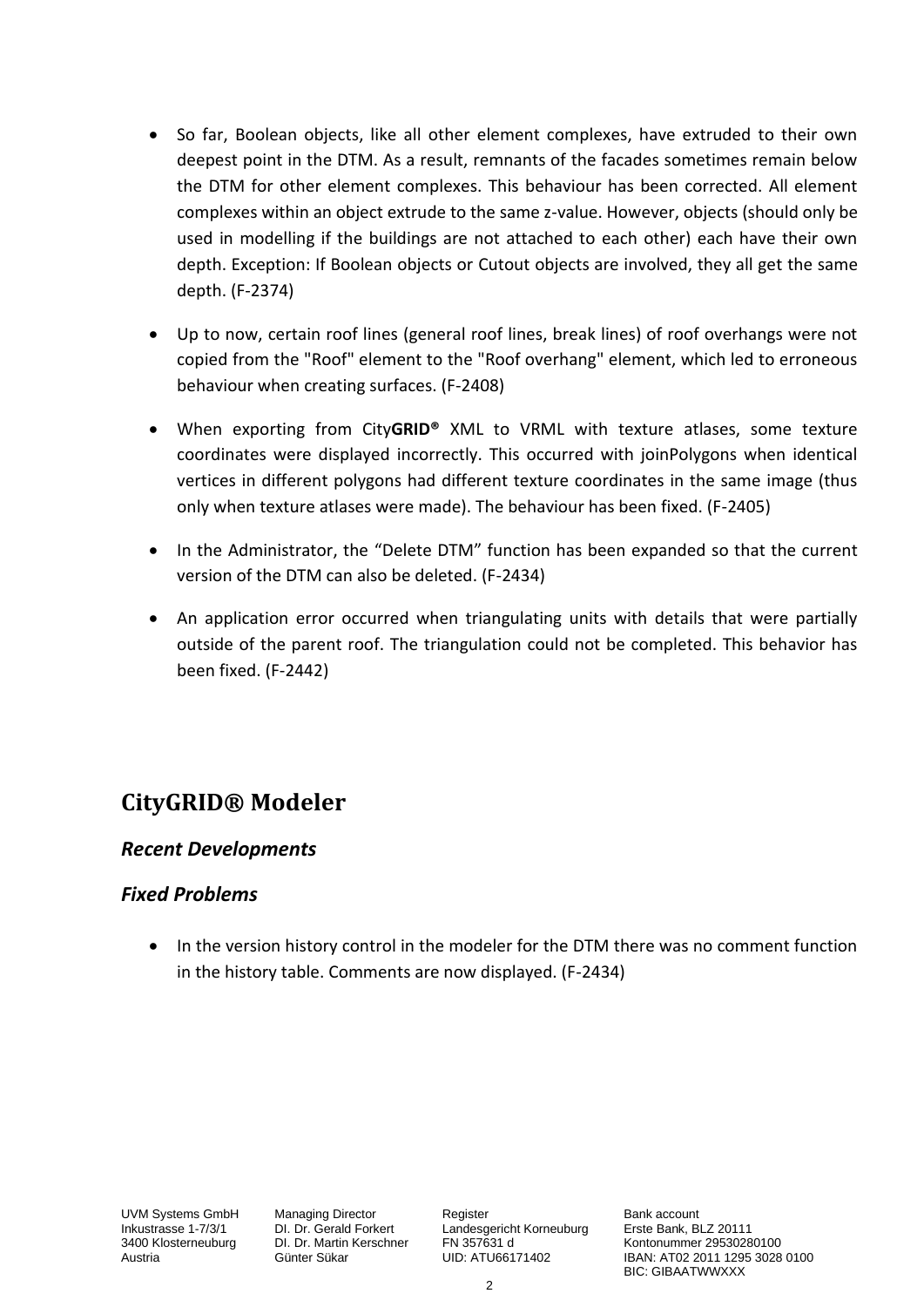- So far, Boolean objects, like all other element complexes, have extruded to their own deepest point in the DTM. As a result, remnants of the facades sometimes remain below the DTM for other element complexes. This behaviour has been corrected. All element complexes within an object extrude to the same z-value. However, objects (should only be used in modelling if the buildings are not attached to each other) each have their own depth. Exception: If Boolean objects or Cutout objects are involved, they all get the same depth. (F-2374)

- Up to now, certain roof lines (general roof lines, break lines) of roof overhangs were not copied from the "Roof" element to the "Roof overhang" element, which led to erroneous behaviour when creating surfaces. (F-2408)

- When exporting from City**GRID®** XML to VRML with texture atlases, some texture coordinates were displayed incorrectly. This occurred with joinPolygons when identical vertices in different polygons had different texture coordinates in the same image (thus only when texture atlases were made). The behaviour has been fixed. (F-2405)

- In the Administrator, the “Delete DTM” function has been expanded so that the current version of the DTM can also be deleted. (F-2434)

- An application error occurred when triangulating units with details that were partially outside of the parent roof. The triangulation could not be completed. This behavior has been fixed. (F-2442)

## CityGRID® Modeler

### *Recent Developments*

### *Fixed Problems*

- In the version history control in the modeler for the DTM there was no comment function in the history table. Comments are now displayed. (F-2434)

UVM Systems GmbH
Inkustrasse 1-7/3/1
3400 Klosterneuburg
Austria

Managing Director
DI. Dr. Gerald Forkert
DI. Dr. Martin Kerschner
Günter Sükar

Register
Landesgericht Korneuburg
FN 357631 d
UID: ATU66171402

Bank account
Erste Bank, BLZ 20111
Kontonummer 29530280100
IBAN: AT02 2011 1295 3028 0100
BIC: GIBAATWWXXX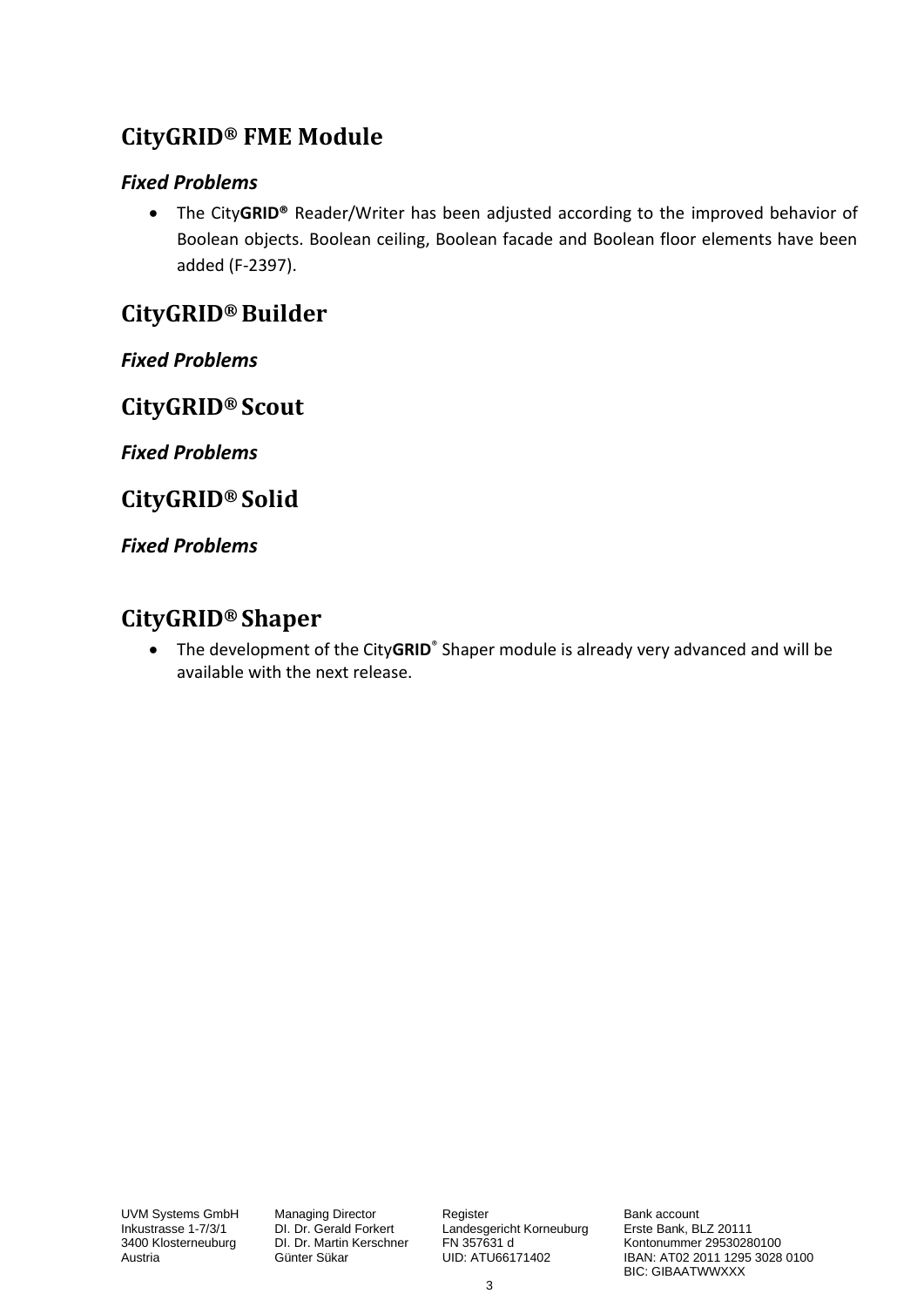## CityGRID® FME Module

### *Fixed Problems*

- The City**GRID®** Reader/Writer has been adjusted according to the improved behavior of Boolean objects. Boolean ceiling, Boolean facade and Boolean floor elements have been added (F-2397).

## CityGRID® Builder

### *Fixed Problems*

## CityGRID® Scout

### *Fixed Problems*

## CityGRID® Solid

### *Fixed Problems*

## CityGRID® Shaper

- The development of the City**GRID®** Shaper module is already very advanced and will be available with the next release.

UVM Systems GmbH
Inkustrasse 1-7/3/1
3400 Klosterneuburg
Austria

Managing Director
DI. Dr. Gerald Forkert
DI. Dr. Martin Kerschner
Günter Sükar

Register
Landesgericht Korneuburg
FN 357631 d
UID: ATU66171402

Bank account
Erste Bank, BLZ 20111
Kontonummer 29530280100
IBAN: AT02 2011 1295 3028 0100
BIC: GIBAATWWXXX